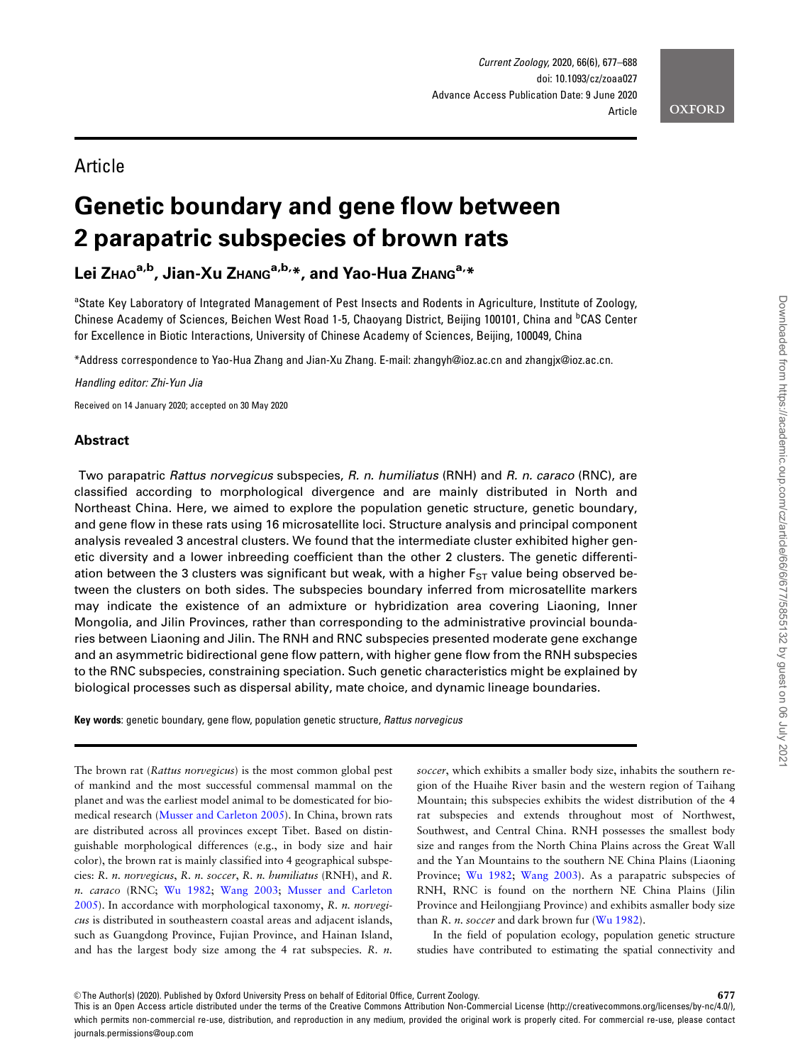Article

# Genetic boundary and gene flow between 2 parapatric subspecies of brown rats

**Lei Zhao[a,b], Jian-Xu Zhang[a,b,*], and Yao-Hua Zhang[a,*]**

[a]State Key Laboratory of Integrated Management of Pest Insects and Rodents in Agriculture, Institute of Zoology, Chinese Academy of Sciences, Beichen West Road 1-5, Chaoyang District, Beijing 100101, China and [b]CAS Center for Excellence in Biotic Interactions, University of Chinese Academy of Sciences, Beijing, 100049, China

*Address correspondence to Yao-Hua Zhang and Jian-Xu Zhang. E-mail: zhangyh@ioz.ac.cn and zhangjx@ioz.ac.cn.

*Handling editor: Zhi-Yun Jia*

Received on 14 January 2020; accepted on 30 May 2020

## Abstract

Two parapatric *Rattus norvegicus* subspecies, *R. n. humiliatus* (RNH) and *R. n. caraco* (RNC), are classified according to morphological divergence and are mainly distributed in North and Northeast China. Here, we aimed to explore the population genetic structure, genetic boundary, and gene flow in these rats using 16 microsatellite loci. Structure analysis and principal component analysis revealed 3 ancestral clusters. We found that the intermediate cluster exhibited higher genetic diversity and a lower inbreeding coefficient than the other 2 clusters. The genetic differentiation between the 3 clusters was significant but weak, with a higher $F_{ST}$ value being observed between the clusters on both sides. The subspecies boundary inferred from microsatellite markers may indicate the existence of an admixture or hybridization area covering Liaoning, Inner Mongolia, and Jilin Provinces, rather than corresponding to the administrative provincial boundaries between Liaoning and Jilin. The RNH and RNC subspecies presented moderate gene exchange and an asymmetric bidirectional gene flow pattern, with higher gene flow from the RNH subspecies to the RNC subspecies, constraining speciation. Such genetic characteristics might be explained by biological processes such as dispersal ability, mate choice, and dynamic lineage boundaries.

**Key words**: genetic boundary, gene flow, population genetic structure, *Rattus norvegicus*

The brown rat (*Rattus norvegicus*) is the most common global pest of mankind and the most successful commensal mammal on the planet and was the earliest model animal to be domesticated for biomedical research (Musser and Carleton 2005). In China, brown rats are distributed across all provinces except Tibet. Based on distinguishable morphological differences (e.g., in body size and hair color), the brown rat is mainly classified into 4 geographical subspecies: *R. n. norvegicus*, *R. n. soccer*, *R. n. humiliatus* (RNH), and *R. n. caraco* (RNC; Wu 1982; Wang 2003; Musser and Carleton 2005). In accordance with morphological taxonomy, *R. n. norvegicus* is distributed in southeastern coastal areas and adjacent islands, such as Guangdong Province, Fujian Province, and Hainan Island, and has the largest body size among the 4 rat subspecies. *R. n. soccer*, which exhibits a smaller body size, inhabits the southern region of the Huaihe River basin and the western region of Taihang Mountain; this subspecies exhibits the widest distribution of the 4 rat subspecies and extends throughout most of Northwest, Southwest, and Central China. RNH possesses the smallest body size and ranges from the North China Plains across the Great Wall and the Yan Mountains to the southern NE China Plains (Liaoning Province; Wu 1982; Wang 2003). As a parapatric subspecies of RNH, RNC is found on the northern NE China Plains (Jilin Province and Heilongjiang Province) and exhibits asmaller body size than *R. n. soccer* and dark brown fur (Wu 1982).

In the field of population ecology, population genetic structure studies have contributed to estimating the spatial connectivity and

© The Author(s) (2020). Published by Oxford University Press on behalf of Editorial Office, Current Zoology.
This is an Open Access article distributed under the terms of the Creative Commons Attribution Non-Commercial License (http://creativecommons.org/licenses/by-nc/4.0/), which permits non-commercial re-use, distribution, and reproduction in any medium, provided the original work is properly cited. For commercial re-use, please contact journals.permissions@oup.com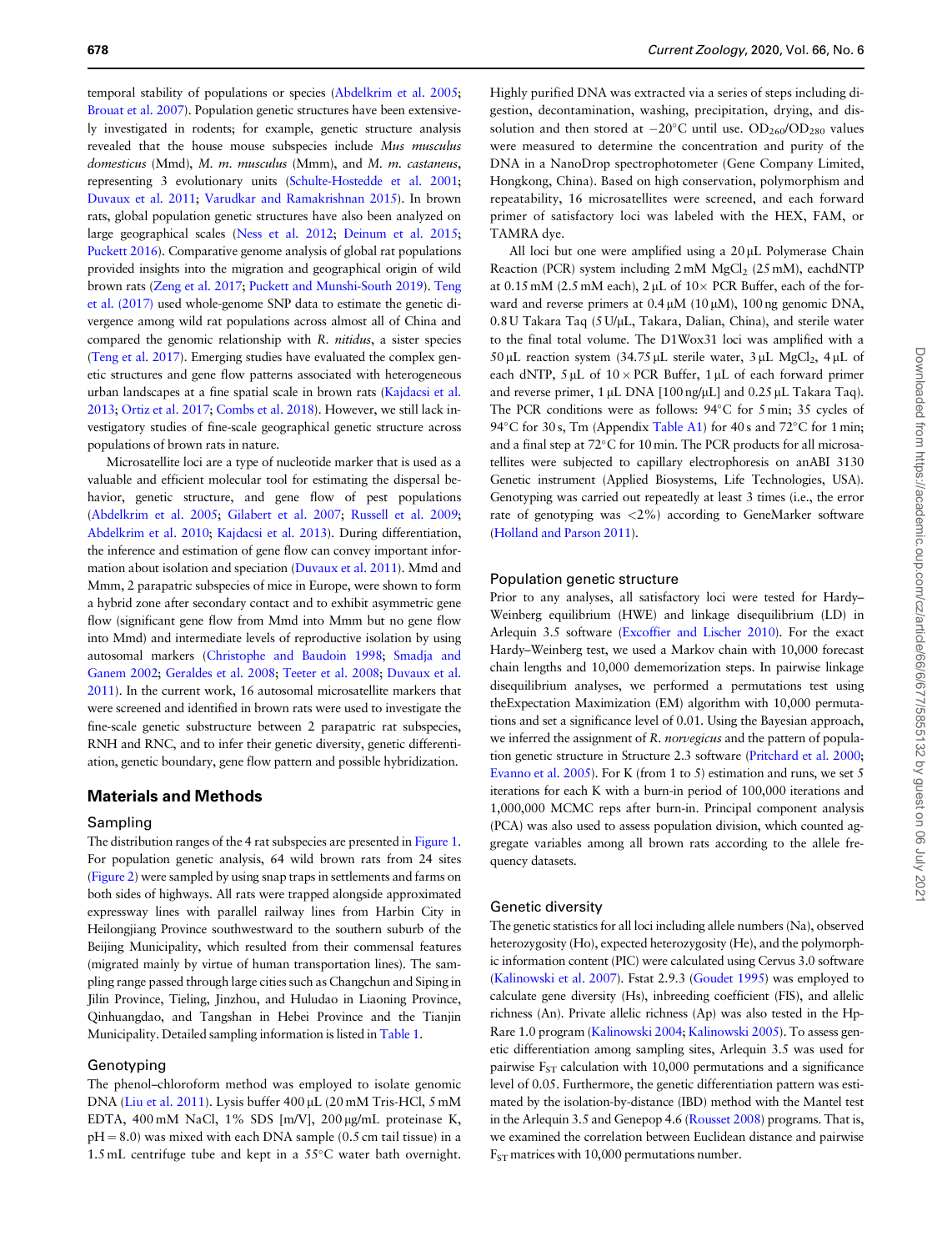temporal stability of populations or species (Abdelkrim et al. 2005; Brouat et al. 2007). Population genetic structures have been extensively investigated in rodents; for example, genetic structure analysis revealed that the house mouse subspecies include *Mus musculus domesticus* (Mmd), *M. m. musculus* (Mmm), and *M. m. castaneus*, representing 3 evolutionary units (Schulte-Hostedde et al. 2001; Duvaux et al. 2011; Varudkar and Ramakrishnan 2015). In brown rats, global population genetic structures have also been analyzed on large geographical scales (Ness et al. 2012; Deinum et al. 2015; Puckett 2016). Comparative genome analysis of global rat populations provided insights into the migration and geographical origin of wild brown rats (Zeng et al. 2017; Puckett and Munshi-South 2019). Teng et al. (2017) used whole-genome SNP data to estimate the genetic divergence among wild rat populations across almost all of China and compared the genomic relationship with *R. nitidus*, a sister species (Teng et al. 2017). Emerging studies have evaluated the complex genetic structures and gene flow patterns associated with heterogeneous urban landscapes at a fine spatial scale in brown rats (Kajdacsi et al. 2013; Ortiz et al. 2017; Combs et al. 2018). However, we still lack investigatory studies of fine-scale geographical genetic structure across populations of brown rats in nature.

Microsatellite loci are a type of nucleotide marker that is used as a valuable and efficient molecular tool for estimating the dispersal behavior, genetic structure, and gene flow of pest populations (Abdelkrim et al. 2005; Gilabert et al. 2007; Russell et al. 2009; Abdelkrim et al. 2010; Kajdacsi et al. 2013). During differentiation, the inference and estimation of gene flow can convey important information about isolation and speciation (Duvaux et al. 2011). Mmd and Mmm, 2 parapatric subspecies of mice in Europe, were shown to form a hybrid zone after secondary contact and to exhibit asymmetric gene flow (significant gene flow from Mmd into Mmm but no gene flow into Mmd) and intermediate levels of reproductive isolation by using autosomal markers (Christophe and Baudoin 1998; Smadja and Ganem 2002; Geraldes et al. 2008; Teeter et al. 2008; Duvaux et al. 2011). In the current work, 16 autosomal microsatellite markers that were screened and identified in brown rats were used to investigate the fine-scale genetic substructure between 2 parapatric rat subspecies, RNH and RNC, and to infer their genetic diversity, genetic differentiation, genetic boundary, gene flow pattern and possible hybridization.

## Materials and Methods

### Sampling

The distribution ranges of the 4 rat subspecies are presented in Figure 1. For population genetic analysis, 64 wild brown rats from 24 sites (Figure 2) were sampled by using snap traps in settlements and farms on both sides of highways. All rats were trapped alongside approximated expressway lines with parallel railway lines from Harbin City in Heilongjiang Province southwestward to the southern suburb of the Beijing Municipality, which resulted from their commensal features (migrated mainly by virtue of human transportation lines). The sampling range passed through large cities such as Changchun and Siping in Jilin Province, Tieling, Jinzhou, and Huludao in Liaoning Province, Qinhuangdao, and Tangshan in Hebei Province and the Tianjin Municipality. Detailed sampling information is listed in Table 1.

### Genotyping

The phenol–chloroform method was employed to isolate genomic DNA (Liu et al. 2011). Lysis buffer 400 μL (20 mM Tris-HCl, 5 mM EDTA, 400 mM NaCl, 1% SDS [m/V], 200 μg/mL proteinase K, pH = 8.0) was mixed with each DNA sample (0.5 cm tail tissue) in a 1.5 mL centrifuge tube and kept in a 55°C water bath overnight. Highly purified DNA was extracted via a series of steps including digestion, decontamination, washing, precipitation, drying, and dissolution and then stored at −20°C until use. $OD_{260}/OD_{280}$ values were measured to determine the concentration and purity of the DNA in a NanoDrop spectrophotometer (Gene Company Limited, Hongkong, China). Based on high conservation, polymorphism and repeatability, 16 microsatellites were screened, and each forward primer of satisfactory loci was labeled with the HEX, FAM, or TAMRA dye.

All loci but one were amplified using a 20 μL Polymerase Chain Reaction (PCR) system including 2 mM $MgCl_2$ (25 mM), eachdNTP at 0.15 mM (2.5 mM each), 2 μL of 10× PCR Buffer, each of the forward and reverse primers at 0.4 μM (10 μM), 100 ng genomic DNA, 0.8 U Takara Taq (5 U/μL, Takara, Dalian, China), and sterile water to the final total volume. The D1Wox31 loci was amplified with a 50 μL reaction system (34.75 μL sterile water, 3 μL $MgCl_2$, 4 μL of each dNTP, 5 μL of 10 × PCR Buffer, 1 μL of each forward primer and reverse primer, 1 μL DNA [100 ng/μL] and 0.25 μL Takara Taq). The PCR conditions were as follows: 94°C for 5 min; 35 cycles of 94°C for 30 s, Tm (Appendix Table A1) for 40 s and 72°C for 1 min; and a final step at 72°C for 10 min. The PCR products for all microsatellites were subjected to capillary electrophoresis on anABI 3130 Genetic instrument (Applied Biosystems, Life Technologies, USA). Genotyping was carried out repeatedly at least 3 times (i.e., the error rate of genotyping was <2%) according to GeneMarker software (Holland and Parson 2011).

### Population genetic structure

Prior to any analyses, all satisfactory loci were tested for Hardy–Weinberg equilibrium (HWE) and linkage disequilibrium (LD) in Arlequin 3.5 software (Excoffier and Lischer 2010). For the exact Hardy–Weinberg test, we used a Markov chain with 10,000 forecast chain lengths and 10,000 dememorization steps. In pairwise linkage disequilibrium analyses, we performed a permutations test using theExpectation Maximization (EM) algorithm with 10,000 permutations and set a significance level of 0.01. Using the Bayesian approach, we inferred the assignment of *R. norvegicus* and the pattern of population genetic structure in Structure 2.3 software (Pritchard et al. 2000; Evanno et al. 2005). For K (from 1 to 5) estimation and runs, we set 5 iterations for each K with a burn-in period of 100,000 iterations and 1,000,000 MCMC reps after burn-in. Principal component analysis (PCA) was also used to assess population division, which counted aggregate variables among all brown rats according to the allele frequency datasets.

### Genetic diversity

The genetic statistics for all loci including allele numbers (Na), observed heterozygosity (Ho), expected heterozygosity (He), and the polymorphic information content (PIC) were calculated using Cervus 3.0 software (Kalinowski et al. 2007). Fstat 2.9.3 (Goudet 1995) was employed to calculate gene diversity (Hs), inbreeding coefficient (FIS), and allelic richness (An). Private allelic richness (Ap) was also tested in the Hp-Rare 1.0 program (Kalinowski 2004; Kalinowski 2005). To assess genetic differentiation among sampling sites, Arlequin 3.5 was used for pairwise $F_{ST}$ calculation with 10,000 permutations and a significance level of 0.05. Furthermore, the genetic differentiation pattern was estimated by the isolation-by-distance (IBD) method with the Mantel test in the Arlequin 3.5 and Genepop 4.6 (Rousset 2008) programs. That is, we examined the correlation between Euclidean distance and pairwise $F_{ST}$ matrices with 10,000 permutations number.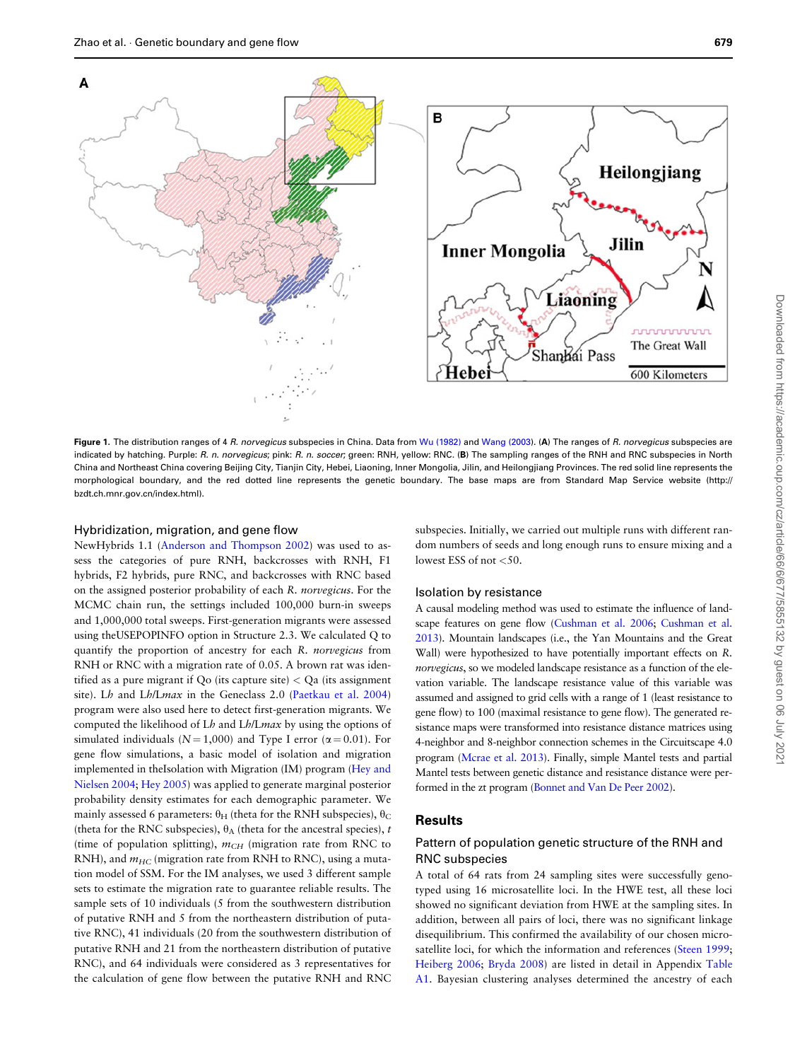Figure 1. The distribution ranges of 4 *R. norvegicus* subspecies in China. Data from Wu (1982) and Wang (2003). (A) The ranges of *R. norvegicus* subspecies are indicated by hatching. Purple: *R. n. norvegicus*; pink: *R. n. soccer*; green: RNH, yellow: RNC. (B) The sampling ranges of the RNH and RNC subspecies in North China and Northeast China covering Beijing City, Tianjin City, Hebei, Liaoning, Inner Mongolia, Jilin, and Heilongjiang Provinces. The red solid line represents the morphological boundary, and the red dotted line represents the genetic boundary. The base maps are from Standard Map Service website (http://bzdt.ch.mnr.gov.cn/index.html).

### Hybridization, migration, and gene flow

NewHybrids 1.1 (Anderson and Thompson 2002) was used to assess the categories of pure RNH, backcrosses with RNH, F1 hybrids, F2 hybrids, pure RNC, and backcrosses with RNC based on the assigned posterior probability of each *R. norvegicus*. For the MCMC chain run, the settings included 100,000 burn-in sweeps and 1,000,000 total sweeps. First-generation migrants were assessed using theUSEPOPINFO option in Structure 2.3. We calculated Q to quantify the proportion of ancestry for each *R. norvegicus* from RNH or RNC with a migration rate of 0.05. A brown rat was identified as a pure migrant if Qo (its capture site) < Qa (its assignment site). *Lh* and *Lh*/*Lmax* in the Geneclass 2.0 (Paetkau et al. 2004) program were also used here to detect first-generation migrants. We computed the likelihood of *Lh* and *Lh*/*Lmax* by using the options of simulated individuals ($N = 1{,}000$) and Type I error ($\alpha = 0.01$). For gene flow simulations, a basic model of isolation and migration implemented in theIsolation with Migration (IM) program (Hey and Nielsen 2004; Hey 2005) was applied to generate marginal posterior probability density estimates for each demographic parameter. We mainly assessed 6 parameters: $\theta_H$ (theta for the RNH subspecies), $\theta_C$ (theta for the RNC subspecies), $\theta_A$ (theta for the ancestral species), $t$ (time of population splitting), $m_{CH}$ (migration rate from RNC to RNH), and $m_{HC}$ (migration rate from RNH to RNC), using a mutation model of SSM. For the IM analyses, we used 3 different sample sets to estimate the migration rate to guarantee reliable results. The sample sets of 10 individuals (5 from the southwestern distribution of putative RNH and 5 from the northeastern distribution of putative RNC), 41 individuals (20 from the southwestern distribution of putative RNH and 21 from the northeastern distribution of putative RNC), and 64 individuals were considered as 3 representatives for the calculation of gene flow between the putative RNH and RNC subspecies. Initially, we carried out multiple runs with different random numbers of seeds and long enough runs to ensure mixing and a lowest ESS of not <50.

### Isolation by resistance

A causal modeling method was used to estimate the influence of landscape features on gene flow (Cushman et al. 2006; Cushman et al. 2013). Mountain landscapes (i.e., the Yan Mountains and the Great Wall) were hypothesized to have potentially important effects on *R. norvegicus*, so we modeled landscape resistance as a function of the elevation variable. The landscape resistance value of this variable was assumed and assigned to grid cells with a range of 1 (least resistance to gene flow) to 100 (maximal resistance to gene flow). The generated resistance maps were transformed into resistance distance matrices using 4-neighbor and 8-neighbor connection schemes in the Circuitscape 4.0 program (Mcrae et al. 2013). Finally, simple Mantel tests and partial Mantel tests between genetic distance and resistance distance were performed in the zt program (Bonnet and Van De Peer 2002).

## Results

### Pattern of population genetic structure of the RNH and RNC subspecies

A total of 64 rats from 24 sampling sites were successfully genotyped using 16 microsatellite loci. In the HWE test, all these loci showed no significant deviation from HWE at the sampling sites. In addition, between all pairs of loci, there was no significant linkage disequilibrium. This confirmed the availability of our chosen microsatellite loci, for which the information and references (Steen 1999; Heiberg 2006; Bryda 2008) are listed in detail in Appendix Table A1. Bayesian clustering analyses determined the ancestry of each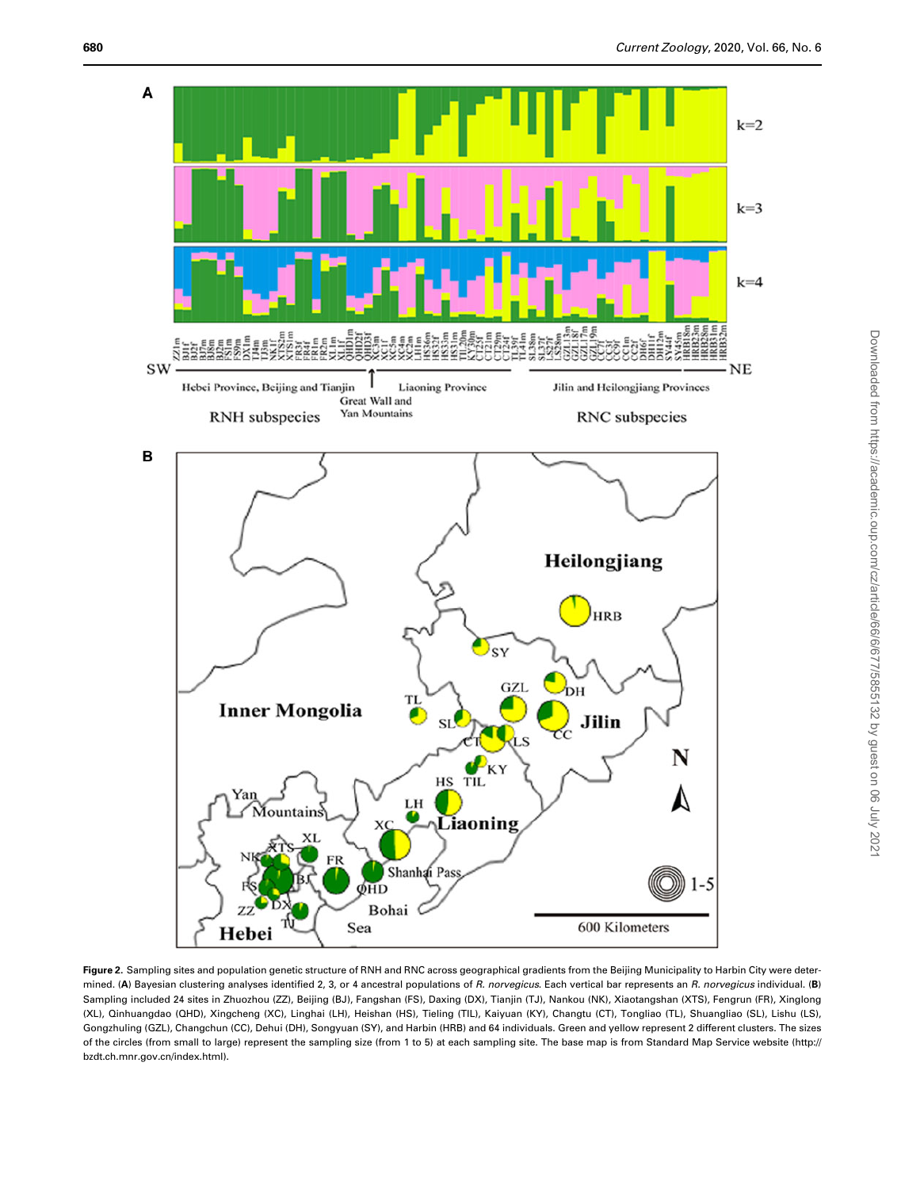**Figure 2.** Sampling sites and population genetic structure of RNH and RNC across geographical gradients from the Beijing Municipality to Harbin City were determined. (**A**) Bayesian clustering analyses identified 2, 3, or 4 ancestral populations of *R. norvegicus*. Each vertical bar represents an *R. norvegicus* individual. (**B**) Sampling included 24 sites in Zhuozhou (ZZ), Beijing (BJ), Fangshan (FS), Daxing (DX), Tianjin (TJ), Nankou (NK), Xiaotangshan (XTS), Fengrun (FR), Xinglong (XL), Qinhuangdao (QHD), Xingcheng (XC), Linghai (LH), Heishan (HS), Tieling (TIL), Kaiyuan (KY), Changtu (CT), Tongliao (TL), Shuangliao (SL), Lishu (LS), Gongzhuling (GZL), Changchun (CC), Dehui (DH), Songyuan (SY), and Harbin (HRB) and 64 individuals. Green and yellow represent 2 different clusters. The sizes of the circles (from small to large) represent the sampling size (from 1 to 5) at each sampling site. The base map is from Standard Map Service website (http://bzdt.ch.mnr.gov.cn/index.html).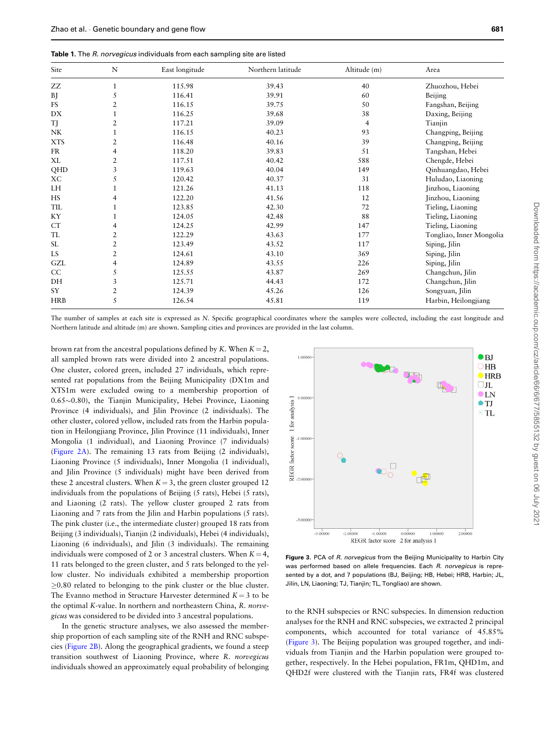**Table 1.** The *R. norvegicus* individuals from each sampling site are listed

| Site | N | East longitude | Northern latitude | Altitude (m) | Area |
|---|---|---|---|---|---|
| ZZ | 1 | 115.98 | 39.43 | 40 | Zhuozhou, Hebei |
| BJ | 5 | 116.41 | 39.91 | 60 | Beijing |
| FS | 2 | 116.15 | 39.75 | 50 | Fangshan, Beijing |
| DX | 1 | 116.25 | 39.68 | 38 | Daxing, Beijing |
| TJ | 2 | 117.21 | 39.09 | 4 | Tianjin |
| NK | 1 | 116.15 | 40.23 | 93 | Changping, Beijing |
| XTS | 2 | 116.48 | 40.16 | 39 | Changping, Beijing |
| FR | 4 | 118.20 | 39.83 | 51 | Tangshan, Hebei |
| XL | 2 | 117.51 | 40.42 | 588 | Chengde, Hebei |
| QHD | 3 | 119.63 | 40.04 | 149 | Qinhuangdao, Hebei |
| XC | 5 | 120.42 | 40.37 | 31 | Huludao, Liaoning |
| LH | 1 | 121.26 | 41.13 | 118 | Jinzhou, Liaoning |
| HS | 4 | 122.20 | 41.56 | 12 | Jinzhou, Liaoning |
| TIL | 1 | 123.85 | 42.30 | 72 | Tieling, Liaoning |
| KY | 1 | 124.05 | 42.48 | 88 | Tieling, Liaoning |
| CT | 4 | 124.25 | 42.99 | 147 | Tieling, Liaoning |
| TL | 2 | 122.29 | 43.63 | 177 | Tongliao, Inner Mongolia |
| SL | 2 | 123.49 | 43.52 | 117 | Siping, Jilin |
| LS | 2 | 124.61 | 43.10 | 369 | Siping, Jilin |
| GZL | 4 | 124.89 | 43.55 | 226 | Siping, Jilin |
| CC | 5 | 125.55 | 43.87 | 269 | Changchun, Jilin |
| DH | 3 | 125.71 | 44.43 | 172 | Changchun, Jilin |
| SY | 2 | 124.39 | 45.26 | 126 | Songyuan, Jilin |
| HRB | 5 | 126.54 | 45.81 | 119 | Harbin, Heilongjiang |

The number of samples at each site is expressed as *N*. Specific geographical coordinates where the samples were collected, including the east longitude and Northern latitude and altitude (m) are shown. Sampling cities and provinces are provided in the last column.

brown rat from the ancestral populations defined by *K*. When $K = 2$, all sampled brown rats were divided into 2 ancestral populations. One cluster, colored green, included 27 individuals, which represented rat populations from the Beijing Municipality (DX1m and XTS1m were excluded owing to a membership proportion of 0.65∼0.80), the Tianjin Municipality, Hebei Province, Liaoning Province (4 individuals), and Jilin Province (2 individuals). The other cluster, colored yellow, included rats from the Harbin population in Heilongjiang Province, Jilin Province (11 individuals), Inner Mongolia (1 individual), and Liaoning Province (7 individuals) (Figure 2A). The remaining 13 rats from Beijing (2 individuals), Liaoning Province (5 individuals), Inner Mongolia (1 individual), and Jilin Province (5 individuals) might have been derived from these 2 ancestral clusters. When $K = 3$, the green cluster grouped 12 individuals from the populations of Beijing (5 rats), Hebei (5 rats), and Liaoning (2 rats). The yellow cluster grouped 2 rats from Liaoning and 7 rats from the Jilin and Harbin populations (5 rats). The pink cluster (i.e., the intermediate cluster) grouped 18 rats from Beijing (3 individuals), Tianjin (2 individuals), Hebei (4 individuals), Liaoning (6 individuals), and Jilin (3 individuals). The remaining individuals were composed of 2 or 3 ancestral clusters. When $K = 4$, 11 rats belonged to the green cluster, and 5 rats belonged to the yellow cluster. No individuals exhibited a membership proportion ≥0.80 related to belonging to the pink cluster or the blue cluster. The Evanno method in Structure Harvester determined $K = 3$ to be the optimal *K*-value. In northern and northeastern China, *R. norvegicus* was considered to be divided into 3 ancestral populations.

In the genetic structure analyses, we also assessed the membership proportion of each sampling site of the RNH and RNC subspecies (Figure 2B). Along the geographical gradients, we found a steep transition southwest of Liaoning Province, where *R. norvegicus* individuals showed an approximately equal probability of belonging to the RNH subspecies or RNC subspecies. In dimension reduction analyses for the RNH and RNC subspecies, we extracted 2 principal components, which accounted for total variance of 45.85% (Figure 3). The Beijing population was grouped together, and individuals from Tianjin and the Harbin population were grouped together, respectively. In the Hebei population, FR1m, QHD1m, and QHD2f were clustered with the Tianjin rats, FR4f was clustered

**Figure 3.** PCA of *R. norvegicus* from the Beijing Municipality to Harbin City was performed based on allele frequencies. Each *R. norvegicus* is represented by a dot, and 7 populations (BJ, Beijing; HB, Hebei; HRB, Harbin; JL, Jilin, LN, Liaoning; TJ, Tianjin; TL, Tongliao) are shown.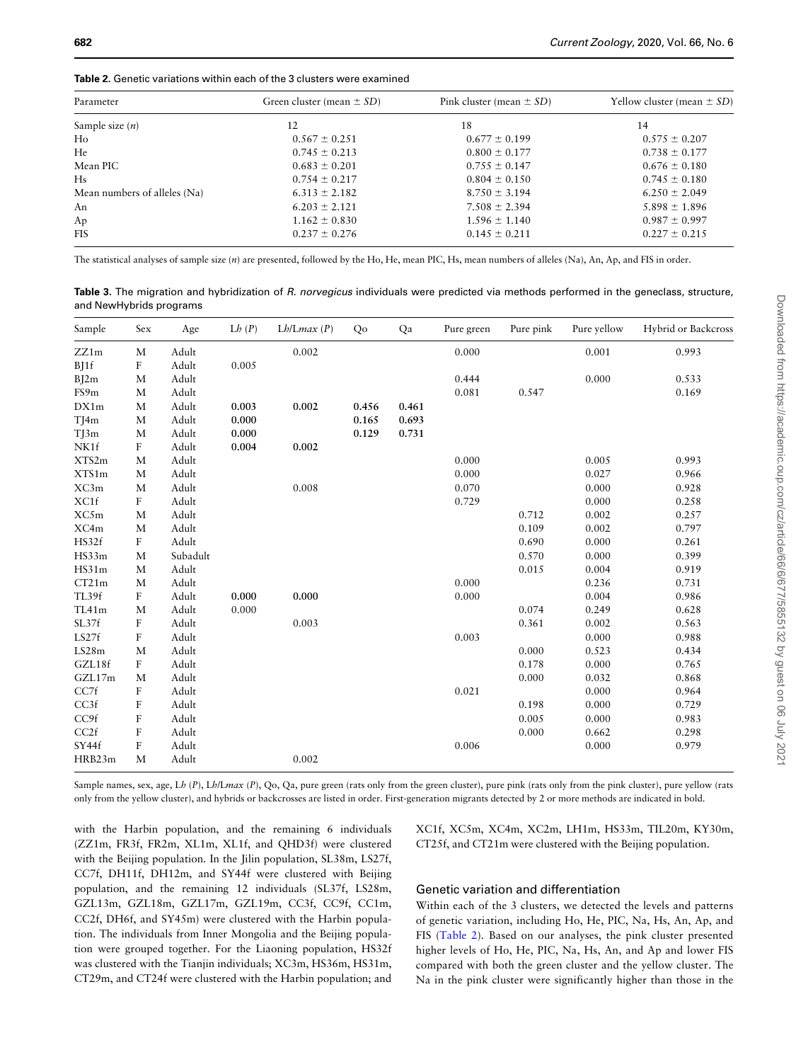**Table 2.** Genetic variations within each of the 3 clusters were examined

| Parameter | Green cluster (mean ± *SD*) | Pink cluster (mean ± *SD*) | Yellow cluster (mean ± *SD*) |
|---|---|---|---|
| Sample size (*n*) | 12 | 18 | 14 |
| Ho | 0.567 ± 0.251 | 0.677 ± 0.199 | 0.575 ± 0.207 |
| He | 0.745 ± 0.213 | 0.800 ± 0.177 | 0.738 ± 0.177 |
| Mean PIC | 0.683 ± 0.201 | 0.755 ± 0.147 | 0.676 ± 0.180 |
| Hs | 0.754 ± 0.217 | 0.804 ± 0.150 | 0.745 ± 0.180 |
| Mean numbers of alleles (Na) | 6.313 ± 2.182 | 8.750 ± 3.194 | 6.250 ± 2.049 |
| An | 6.203 ± 2.121 | 7.508 ± 2.394 | 5.898 ± 1.896 |
| Ap | 1.162 ± 0.830 | 1.596 ± 1.140 | 0.987 ± 0.997 |
| FIS | 0.237 ± 0.276 | 0.145 ± 0.211 | 0.227 ± 0.215 |

The statistical analyses of sample size (*n*) are presented, followed by the Ho, He, mean PIC, Hs, mean numbers of alleles (Na), An, Ap, and FIS in order.

**Table 3.** The migration and hybridization of *R. norvegicus* individuals were predicted via methods performed in the geneclass, structure, and NewHybrids programs

| Sample | Sex | Age | L*h* (*P*) | L*h*/L*max* (*P*) | Qo | Qa | Pure green | Pure pink | Pure yellow | Hybrid or Backcross |
|---|---|---|---|---|---|---|---|---|---|---|
| ZZ1m | M | Adult | | 0.002 | | | 0.000 | | 0.001 | 0.993 |
| BJ1f | F | Adult | 0.005 | | | | | | | |
| BJ2m | M | Adult | | | | | 0.444 | | 0.000 | 0.533 |
| FS9m | M | Adult | | | | | 0.081 | 0.547 | | 0.169 |
| DX1m | M | Adult | **0.003** | **0.002** | **0.456** | **0.461** | | | | |
| TJ4m | M | Adult | **0.000** | | **0.165** | **0.693** | | | | |
| TJ3m | M | Adult | **0.000** | | **0.129** | **0.731** | | | | |
| NK1f | F | Adult | **0.004** | **0.002** | | | | | | |
| XTS2m | M | Adult | | | | | 0.000 | | 0.005 | 0.993 |
| XTS1m | M | Adult | | | | | 0.000 | | 0.027 | 0.966 |
| XC3m | M | Adult | | 0.008 | | | 0.070 | | 0.000 | 0.928 |
| XC1f | F | Adult | | | | | 0.729 | | 0.000 | 0.258 |
| XC5m | M | Adult | | | | | | 0.712 | 0.002 | 0.257 |
| XC4m | M | Adult | | | | | | 0.109 | 0.002 | 0.797 |
| HS32f | F | Adult | | | | | | 0.690 | 0.000 | 0.261 |
| HS33m | M | Subadult | | | | | | 0.570 | 0.000 | 0.399 |
| HS31m | M | Adult | | | | | | 0.015 | 0.004 | 0.919 |
| CT21m | M | Adult | | | | | 0.000 | | 0.236 | 0.731 |
| TL39f | F | Adult | **0.000** | **0.000** | | | 0.000 | | 0.004 | 0.986 |
| TL41m | M | Adult | 0.000 | | | | | 0.074 | 0.249 | 0.628 |
| SL37f | F | Adult | | 0.003 | | | | 0.361 | 0.002 | 0.563 |
| LS27f | F | Adult | | | | | 0.003 | | 0.000 | 0.988 |
| LS28m | M | Adult | | | | | | 0.000 | 0.523 | 0.434 |
| GZL18f | F | Adult | | | | | | 0.178 | 0.000 | 0.765 |
| GZL17m | M | Adult | | | | | | 0.000 | 0.032 | 0.868 |
| CC7f | F | Adult | | | | | 0.021 | | 0.000 | 0.964 |
| CC3f | F | Adult | | | | | | 0.198 | 0.000 | 0.729 |
| CC9f | F | Adult | | | | | | 0.005 | 0.000 | 0.983 |
| CC2f | F | Adult | | | | | | 0.000 | 0.662 | 0.298 |
| SY44f | F | Adult | | | | | 0.006 | | 0.000 | 0.979 |
| HRB23m | M | Adult | | 0.002 | | | | | | |

Sample names, sex, age, L*h* (*P*), L*h*/L*max* (*P*), Qo, Qa, pure green (rats only from the green cluster), pure pink (rats only from the pink cluster), pure yellow (rats only from the yellow cluster), and hybrids or backcrosses are listed in order. First-generation migrants detected by 2 or more methods are indicated in bold.

with the Harbin population, and the remaining 6 individuals (ZZ1m, FR3f, FR2m, XL1m, XL1f, and QHD3f) were clustered with the Beijing population. In the Jilin population, SL38m, LS27f, CC7f, DH11f, DH12m, and SY44f were clustered with Beijing population, and the remaining 12 individuals (SL37f, LS28m, GZL13m, GZL18m, GZL17m, GZL19m, CC3f, CC9f, CC1m, CC2f, DH6f, and SY45m) were clustered with the Harbin population. The individuals from Inner Mongolia and the Beijing population were grouped together. For the Liaoning population, HS32f was clustered with the Tianjin individuals; XC3m, HS36m, HS31m, CT29m, and CT24f were clustered with the Harbin population; and XC1f, XC5m, XC4m, XC2m, LH1m, HS33m, TIL20m, KY30m, CT25f, and CT21m were clustered with the Beijing population.

## Genetic variation and differentiation

Within each of the 3 clusters, we detected the levels and patterns of genetic variation, including Ho, He, PIC, Na, Hs, An, Ap, and FIS (Table 2). Based on our analyses, the pink cluster presented higher levels of Ho, He, PIC, Na, Hs, An, and Ap and lower FIS compared with both the green cluster and the yellow cluster. The Na in the pink cluster were significantly higher than those in the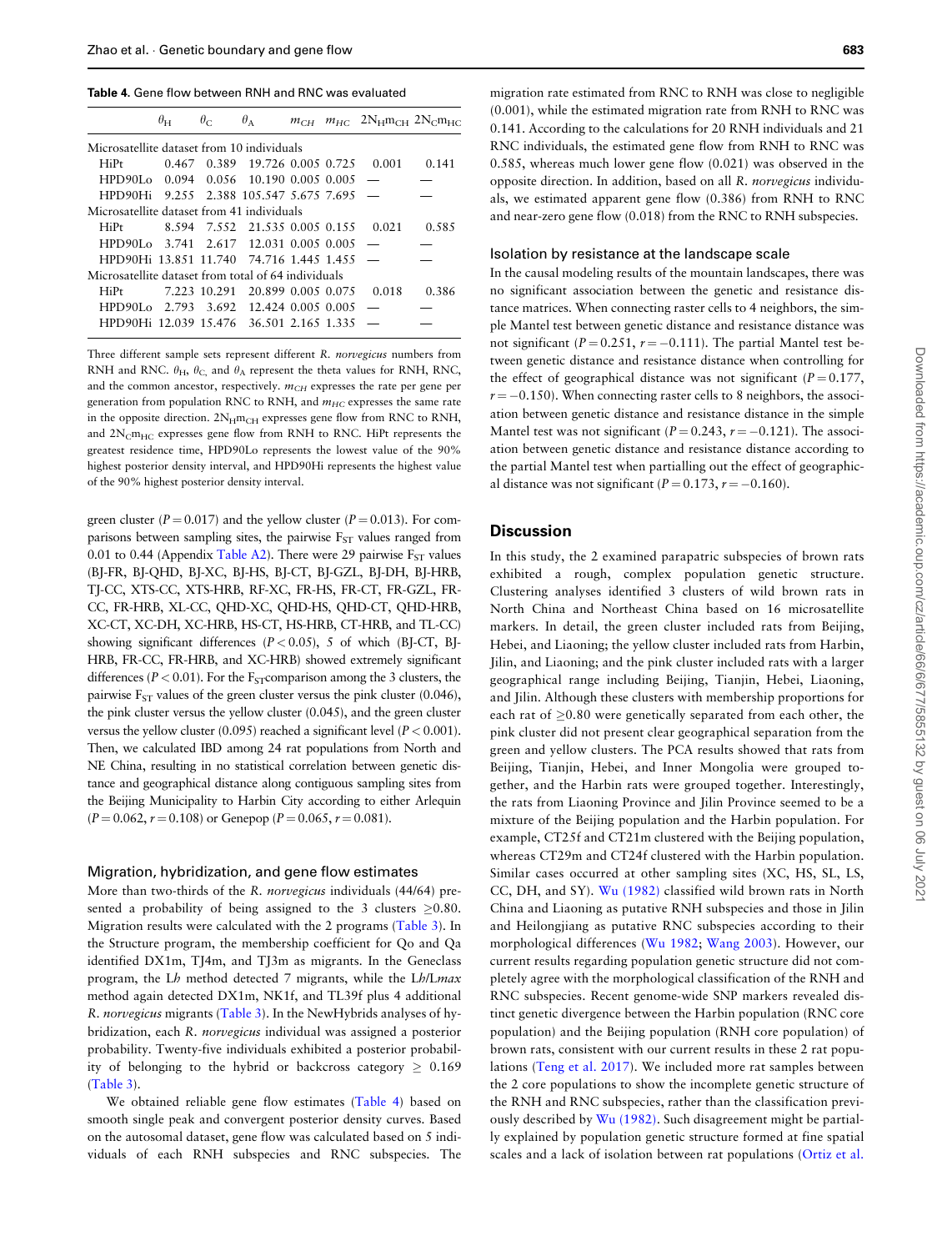**Table 4.** Gene flow between RNH and RNC was evaluated

| | $\theta_H$ | $\theta_C$ | $\theta_A$ | $m_{CH}$ | $m_{HC}$ | $2N_Hm_{CH}$ | $2N_Cm_{HC}$ |
|---|---|---|---|---|---|---|---|
| Microsatellite dataset from 10 individuals | | | | | | | |
| HiPt | 0.467 | 0.389 | 19.726 | 0.005 | 0.725 | 0.001 | 0.141 |
| HPD90Lo | 0.094 | 0.056 | 10.190 | 0.005 | 0.005 | — | — |
| HPD90Hi | 9.255 | 2.388 | 105.547 | 5.675 | 7.695 | — | — |
| Microsatellite dataset from 41 individuals | | | | | | | |
| HiPt | 8.594 | 7.552 | 21.535 | 0.005 | 0.155 | 0.021 | 0.585 |
| HPD90Lo | 3.741 | 2.617 | 12.031 | 0.005 | 0.005 | — | — |
| HPD90Hi | 13.851 | 11.740 | 74.716 | 1.445 | 1.455 | — | — |
| Microsatellite dataset from total of 64 individuals | | | | | | | |
| HiPt | 7.223 | 10.291 | 20.899 | 0.005 | 0.075 | 0.018 | 0.386 |
| HPD90Lo | 2.793 | 3.692 | 12.424 | 0.005 | 0.005 | — | — |
| HPD90Hi | 12.039 | 15.476 | 36.501 | 2.165 | 1.335 | — | — |

Three different sample sets represent different *R. norvegicus* numbers from RNH and RNC. $\theta_H$, $\theta_C$, and $\theta_A$ represent the theta values for RNH, RNC, and the common ancestor, respectively. $m_{CH}$ expresses the rate per gene per generation from population RNC to RNH, and $m_{HC}$ expresses the same rate in the opposite direction. $2N_Hm_{CH}$ expresses gene flow from RNC to RNH, and $2N_Cm_{HC}$ expresses gene flow from RNH to RNC. HiPt represents the greatest residence time, HPD90Lo represents the lowest value of the 90% highest posterior density interval, and HPD90Hi represents the highest value of the 90% highest posterior density interval.

green cluster ($P = 0.017$) and the yellow cluster ($P = 0.013$). For comparisons between sampling sites, the pairwise $F_{ST}$ values ranged from 0.01 to 0.44 (Appendix Table A2). There were 29 pairwise $F_{ST}$ values (BJ-FR, BJ-QHD, BJ-XC, BJ-HS, BJ-CT, BJ-GZL, BJ-DH, BJ-HRB, TJ-CC, XTS-CC, XTS-HRB, RF-XC, FR-HS, FR-CT, FR-GZL, FR-CC, FR-HRB, XL-CC, QHD-XC, QHD-HS, QHD-CT, QHD-HRB, XC-CT, XC-DH, XC-HRB, HS-CT, HS-HRB, CT-HRB, and TL-CC) showing significant differences ($P < 0.05$), 5 of which (BJ-CT, BJ-HRB, FR-CC, FR-HRB, and XC-HRB) showed extremely significant differences ($P < 0.01$). For the $F_{ST}$comparison among the 3 clusters, the pairwise $F_{ST}$ values of the green cluster versus the pink cluster (0.046), the pink cluster versus the yellow cluster (0.045), and the green cluster versus the yellow cluster (0.095) reached a significant level ($P < 0.001$). Then, we calculated IBD among 24 rat populations from North and NE China, resulting in no statistical correlation between genetic distance and geographical distance along contiguous sampling sites from the Beijing Municipality to Harbin City according to either Arlequin ($P = 0.062$, $r = 0.108$) or Genepop ($P = 0.065$, $r = 0.081$).

### Migration, hybridization, and gene flow estimates

More than two-thirds of the *R. norvegicus* individuals (44/64) presented a probability of being assigned to the 3 clusters ≥0.80. Migration results were calculated with the 2 programs (Table 3). In the Structure program, the membership coefficient for Qo and Qa identified DX1m, TJ4m, and TJ3m as migrants. In the Geneclass program, the L*h* method detected 7 migrants, while the L*h*/L*max* method again detected DX1m, NK1f, and TL39f plus 4 additional *R. norvegicus* migrants (Table 3). In the NewHybrids analyses of hybridization, each *R. norvegicus* individual was assigned a posterior probability. Twenty-five individuals exhibited a posterior probability of belonging to the hybrid or backcross category ≥ 0.169 (Table 3).

We obtained reliable gene flow estimates (Table 4) based on smooth single peak and convergent posterior density curves. Based on the autosomal dataset, gene flow was calculated based on 5 individuals of each RNH subspecies and RNC subspecies. The migration rate estimated from RNC to RNH was close to negligible (0.001), while the estimated migration rate from RNH to RNC was 0.141. According to the calculations for 20 RNH individuals and 21 RNC individuals, the estimated gene flow from RNH to RNC was 0.585, whereas much lower gene flow (0.021) was observed in the opposite direction. In addition, based on all *R. norvegicus* individuals, we estimated apparent gene flow (0.386) from RNH to RNC and near-zero gene flow (0.018) from the RNC to RNH subspecies.

### Isolation by resistance at the landscape scale

In the causal modeling results of the mountain landscapes, there was no significant association between the genetic and resistance distance matrices. When connecting raster cells to 4 neighbors, the simple Mantel test between genetic distance and resistance distance was not significant ($P = 0.251$, $r = -0.111$). The partial Mantel test between genetic distance and resistance distance when controlling for the effect of geographical distance was not significant ($P = 0.177$, $r = -0.150$). When connecting raster cells to 8 neighbors, the association between genetic distance and resistance distance in the simple Mantel test was not significant ($P = 0.243$, $r = -0.121$). The association between genetic distance and resistance distance according to the partial Mantel test when partialling out the effect of geographical distance was not significant ($P = 0.173$, $r = -0.160$).

## Discussion

In this study, the 2 examined parapatric subspecies of brown rats exhibited a rough, complex population genetic structure. Clustering analyses identified 3 clusters of wild brown rats in North China and Northeast China based on 16 microsatellite markers. In detail, the green cluster included rats from Beijing, Hebei, and Liaoning; the yellow cluster included rats from Harbin, Jilin, and Liaoning; and the pink cluster included rats with a larger geographical range including Beijing, Tianjin, Hebei, Liaoning, and Jilin. Although these clusters with membership proportions for each rat of ≥0.80 were genetically separated from each other, the pink cluster did not present clear geographical separation from the green and yellow clusters. The PCA results showed that rats from Beijing, Tianjin, Hebei, and Inner Mongolia were grouped together, and the Harbin rats were grouped together. Interestingly, the rats from Liaoning Province and Jilin Province seemed to be a mixture of the Beijing population and the Harbin population. For example, CT25f and CT21m clustered with the Beijing population, whereas CT29m and CT24f clustered with the Harbin population. Similar cases occurred at other sampling sites (XC, HS, SL, LS, CC, DH, and SY). Wu (1982) classified wild brown rats in North China and Liaoning as putative RNH subspecies and those in Jilin and Heilongjiang as putative RNC subspecies according to their morphological differences (Wu 1982; Wang 2003). However, our current results regarding population genetic structure did not completely agree with the morphological classification of the RNH and RNC subspecies. Recent genome-wide SNP markers revealed distinct genetic divergence between the Harbin population (RNC core population) and the Beijing population (RNH core population) of brown rats, consistent with our current results in these 2 rat populations (Teng et al. 2017). We included more rat samples between the 2 core populations to show the incomplete genetic structure of the RNH and RNC subspecies, rather than the classification previously described by Wu (1982). Such disagreement might be partially explained by population genetic structure formed at fine spatial scales and a lack of isolation between rat populations (Ortiz et al.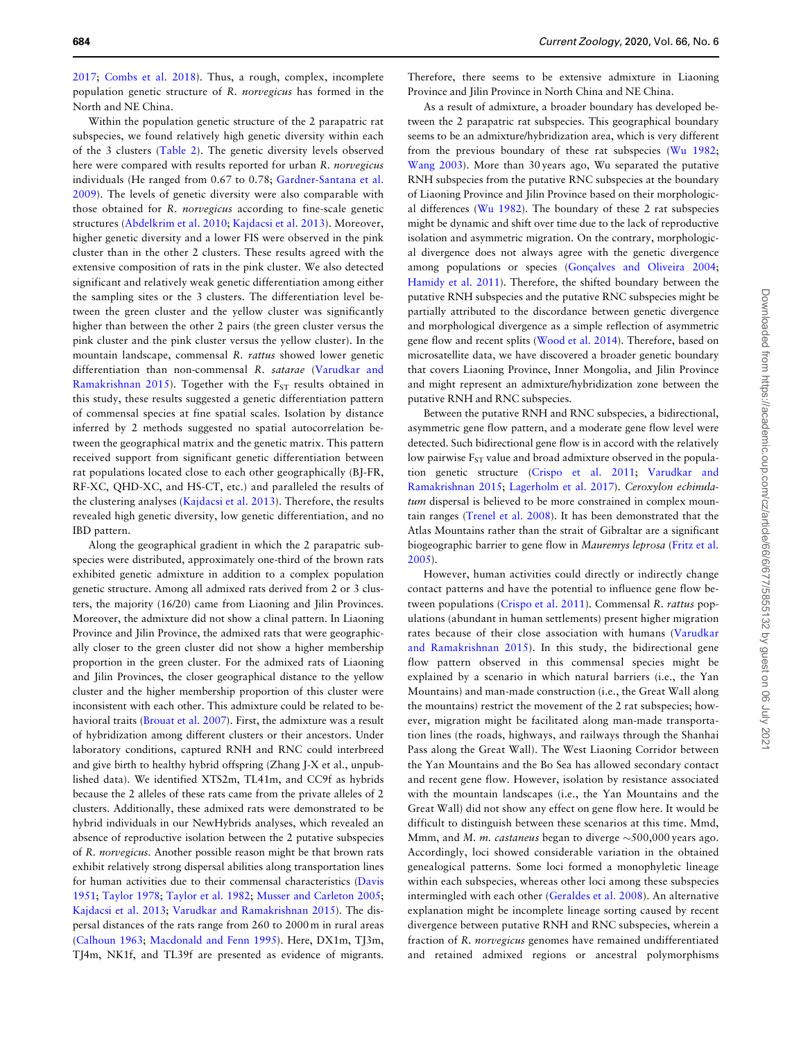2017; Combs et al. 2018). Thus, a rough, complex, incomplete population genetic structure of *R. norvegicus* has formed in the North and NE China.

Within the population genetic structure of the 2 parapatric rat subspecies, we found relatively high genetic diversity within each of the 3 clusters (Table 2). The genetic diversity levels observed here were compared with results reported for urban *R. norvegicus* individuals (He ranged from 0.67 to 0.78; Gardner-Santana et al. 2009). The levels of genetic diversity were also comparable with those obtained for *R. norvegicus* according to fine-scale genetic structures (Abdelkrim et al. 2010; Kajdacsi et al. 2013). Moreover, higher genetic diversity and a lower FIS were observed in the pink cluster than in the other 2 clusters. These results agreed with the extensive composition of rats in the pink cluster. We also detected significant and relatively weak genetic differentiation among either the sampling sites or the 3 clusters. The differentiation level between the green cluster and the yellow cluster was significantly higher than between the other 2 pairs (the green cluster versus the pink cluster and the pink cluster versus the yellow cluster). In the mountain landscape, commensal *R. rattus* showed lower genetic differentiation than non-commensal *R. satarae* (Varudkar and Ramakrishnan 2015). Together with the $F_{ST}$ results obtained in this study, these results suggested a genetic differentiation pattern of commensal species at fine spatial scales. Isolation by distance inferred by 2 methods suggested no spatial autocorrelation between the geographical matrix and the genetic matrix. This pattern received support from significant genetic differentiation between rat populations located close to each other geographically (BJ-FR, RF-XC, QHD-XC, and HS-CT, etc.) and paralleled the results of the clustering analyses (Kajdacsi et al. 2013). Therefore, the results revealed high genetic diversity, low genetic differentiation, and no IBD pattern.

Along the geographical gradient in which the 2 parapatric subspecies were distributed, approximately one-third of the brown rats exhibited genetic admixture in addition to a complex population genetic structure. Among all admixed rats derived from 2 or 3 clusters, the majority (16/20) came from Liaoning and Jilin Provinces. Moreover, the admixture did not show a clinal pattern. In Liaoning Province and Jilin Province, the admixed rats that were geographically closer to the green cluster did not show a higher membership proportion in the green cluster. For the admixed rats of Liaoning and Jilin Provinces, the closer geographical distance to the yellow cluster and the higher membership proportion of this cluster were inconsistent with each other. This admixture could be related to behavioral traits (Brouat et al. 2007). First, the admixture was a result of hybridization among different clusters or their ancestors. Under laboratory conditions, captured RNH and RNC could interbreed and give birth to healthy hybrid offspring (Zhang J-X et al., unpublished data). We identified XTS2m, TL41m, and CC9f as hybrids because the 2 alleles of these rats came from the private alleles of 2 clusters. Additionally, these admixed rats were demonstrated to be hybrid individuals in our NewHybrids analyses, which revealed an absence of reproductive isolation between the 2 putative subspecies of *R. norvegicus*. Another possible reason might be that brown rats exhibit relatively strong dispersal abilities along transportation lines for human activities due to their commensal characteristics (Davis 1951; Taylor 1978; Taylor et al. 1982; Musser and Carleton 2005; Kajdacsi et al. 2013; Varudkar and Ramakrishnan 2015). The dispersal distances of the rats range from 260 to 2000 m in rural areas (Calhoun 1963; Macdonald and Fenn 1995). Here, DX1m, TJ3m, TJ4m, NK1f, and TL39f are presented as evidence of migrants. Therefore, there seems to be extensive admixture in Liaoning Province and Jilin Province in North China and NE China.

As a result of admixture, a broader boundary has developed between the 2 parapatric rat subspecies. This geographical boundary seems to be an admixture/hybridization area, which is very different from the previous boundary of these rat subspecies (Wu 1982; Wang 2003). More than 30 years ago, Wu separated the putative RNH subspecies from the putative RNC subspecies at the boundary of Liaoning Province and Jilin Province based on their morphological differences (Wu 1982). The boundary of these 2 rat subspecies might be dynamic and shift over time due to the lack of reproductive isolation and asymmetric migration. On the contrary, morphological divergence does not always agree with the genetic divergence among populations or species (Gonçalves and Oliveira 2004; Hamidy et al. 2011). Therefore, the shifted boundary between the putative RNH subspecies and the putative RNC subspecies might be partially attributed to the discordance between genetic divergence and morphological divergence as a simple reflection of asymmetric gene flow and recent splits (Wood et al. 2014). Therefore, based on microsatellite data, we have discovered a broader genetic boundary that covers Liaoning Province, Inner Mongolia, and Jilin Province and might represent an admixture/hybridization zone between the putative RNH and RNC subspecies.

Between the putative RNH and RNC subspecies, a bidirectional, asymmetric gene flow pattern, and a moderate gene flow level were detected. Such bidirectional gene flow is in accord with the relatively low pairwise $F_{ST}$ value and broad admixture observed in the population genetic structure (Crispo et al. 2011; Varudkar and Ramakrishnan 2015; Lagerholm et al. 2017). *Ceroxylon echinulatum* dispersal is believed to be more constrained in complex mountain ranges (Trenel et al. 2008). It has been demonstrated that the Atlas Mountains rather than the strait of Gibraltar are a significant biogeographic barrier to gene flow in *Mauremys leprosa* (Fritz et al. 2005).

However, human activities could directly or indirectly change contact patterns and have the potential to influence gene flow between populations (Crispo et al. 2011). Commensal *R. rattus* populations (abundant in human settlements) present higher migration rates because of their close association with humans (Varudkar and Ramakrishnan 2015). In this study, the bidirectional gene flow pattern observed in this commensal species might be explained by a scenario in which natural barriers (i.e., the Yan Mountains) and man-made construction (i.e., the Great Wall along the mountains) restrict the movement of the 2 rat subspecies; however, migration might be facilitated along man-made transportation lines (the roads, highways, and railways through the Shanhai Pass along the Great Wall). The West Liaoning Corridor between the Yan Mountains and the Bo Sea has allowed secondary contact and recent gene flow. However, isolation by resistance associated with the mountain landscapes (i.e., the Yan Mountains and the Great Wall) did not show any effect on gene flow here. It would be difficult to distinguish between these scenarios at this time. Mmd, Mmm, and *M. m. castaneus* began to diverge ~500,000 years ago. Accordingly, loci showed considerable variation in the obtained genealogical patterns. Some loci formed a monophyletic lineage within each subspecies, whereas other loci among these subspecies intermingled with each other (Geraldes et al. 2008). An alternative explanation might be incomplete lineage sorting caused by recent divergence between putative RNH and RNC subspecies, wherein a fraction of *R. norvegicus* genomes have remained undifferentiated and retained admixed regions or ancestral polymorphisms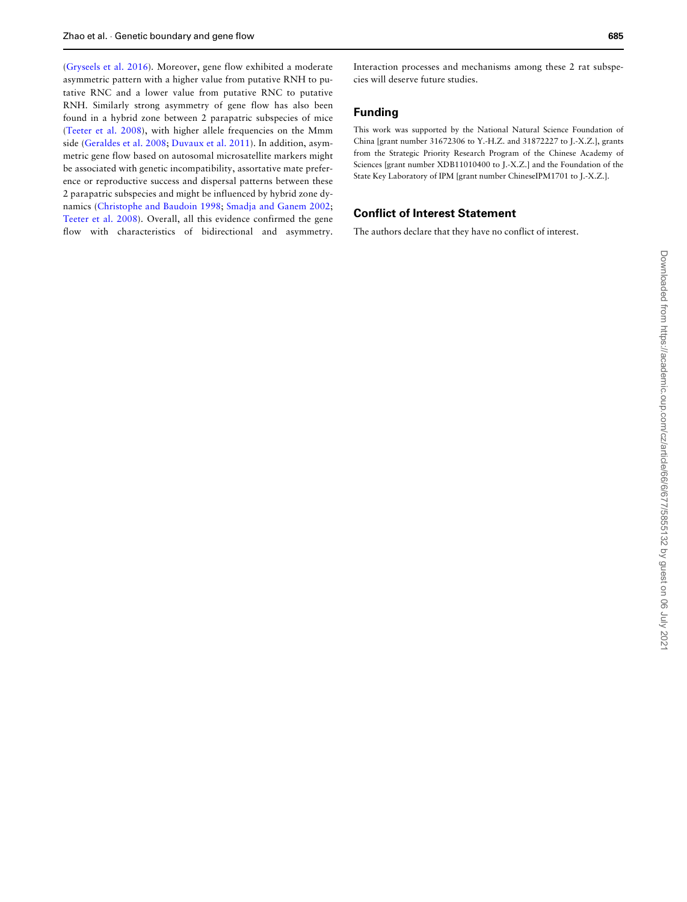(Gryseels et al. 2016). Moreover, gene flow exhibited a moderate asymmetric pattern with a higher value from putative RNH to putative RNC and a lower value from putative RNC to putative RNH. Similarly strong asymmetry of gene flow has also been found in a hybrid zone between 2 parapatric subspecies of mice (Teeter et al. 2008), with higher allele frequencies on the Mmm side (Geraldes et al. 2008; Duvaux et al. 2011). In addition, asymmetric gene flow based on autosomal microsatellite markers might be associated with genetic incompatibility, assortative mate preference or reproductive success and dispersal patterns between these 2 parapatric subspecies and might be influenced by hybrid zone dynamics (Christophe and Baudoin 1998; Smadja and Ganem 2002; Teeter et al. 2008). Overall, all this evidence confirmed the gene flow with characteristics of bidirectional and asymmetry. Interaction processes and mechanisms among these 2 rat subspecies will deserve future studies.

## Funding

This work was supported by the National Natural Science Foundation of China [grant number 31672306 to Y.-H.Z. and 31872227 to J.-X.Z.], grants from the Strategic Priority Research Program of the Chinese Academy of Sciences [grant number XDB11010400 to J.-X.Z.] and the Foundation of the State Key Laboratory of IPM [grant number ChineseIPM1701 to J.-X.Z.].

## Conflict of Interest Statement

The authors declare that they have no conflict of interest.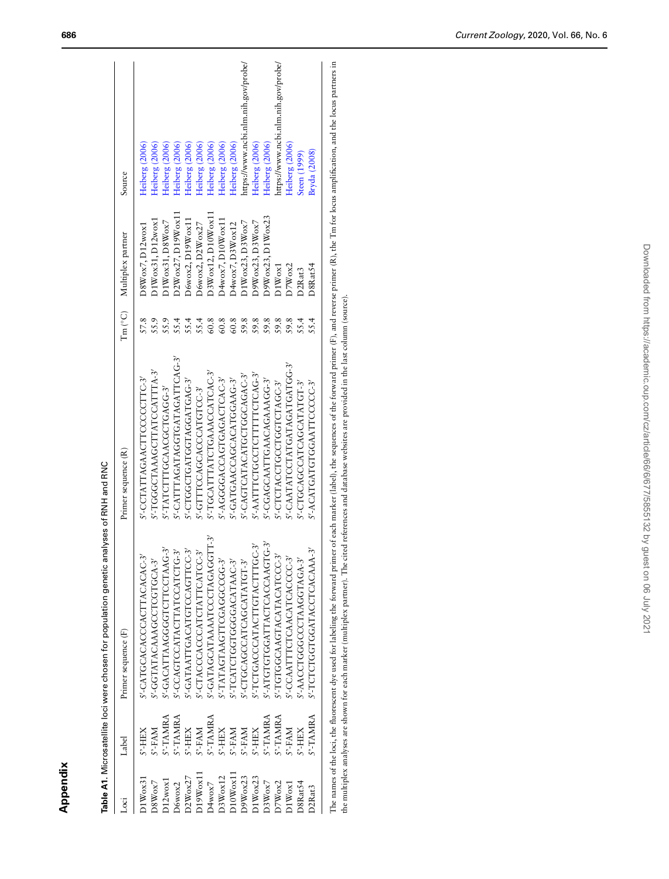# Appendix

**Table A1.** Microsatellite loci were chosen for population genetic analyses of RNH and RNC

| Loci | Label | Primer sequence (F) | Primer sequence (R) | Tm (°C) | Multiplex partner | Source |
|---|---|---|---|---|---|---|
| D1Wox31 | 5′-HEX | 5′-CATGCACACCCACTTACACAC-3′ | 5′-CCTATTAGAACTTCCCCCTTC-3′ | 57.8 | D8Wox7, D12wox1 | Heiberg (2006) |
| D8Wox7 | 5′-FAM | 5′-GGTATACAAAGCCTCGTGCA-3′ | 5′-TGGGCTAAAGCTTATCCATTTA-3′ | 55.9 | D1Wox31, D12wox1 | Heiberg (2006) |
| D12wox1 | 5′-TAMRA | 5′-GACATTAAGGGGTCTTCCTAAG-3′ | 5′-TATCTTTGCAACGCTGAGG-3′ | 55.9 | D1Wox31, D8Wox7 | Heiberg (2006) |
| D6wox2 | 5′-TAMRA | 5′-CCAGTCCATACTTATCCATCTG-3′ | 5′-CATTTAGATAGGTGATAGATTCAG-3′ | 55.4 | D2Wox27, D19Wox11 | Heiberg (2006) |
| D2Wox27 | 5′-HEX | 5′-GATAATTGACATGTCCAGTTCC-3′ | 5′-CTGGCTGATGGTAGGATGAG-3′ | 55.4 | D6wox2, D19Wox11 | Heiberg (2006) |
| D19Wox11 | 5′-FAM | 5′-CTACCCACCCATCTATTCATCC-3′ | 5′-GTTTCCAGCACCCATGTCC-3′ | 55.4 | D6wox2, D2Wox27 | Heiberg (2006) |
| D4wox7 | 5′-TAMRA | 5′-GATAGCATAAAATCCCTAGAGGTT-3′ | 5′-TGCATTATCTGAAACCATCAC-3′ | 60.8 | D3Wox12, D10Wox11 | Heiberg (2006) |
| D3Wox12 | 5′-HEX | 5′-TATAGTAAGTTCGAGGCCGG-3′ | 5′-AGGGGACCAGTGAGACTCAC-3′ | 60.8 | D4wox7, D10Wox11 | Heiberg (2006) |
| D10Wox11 | 5′-FAM | 5′-TCATCTGGTGGGGACATAAC-3′ | 5′-GATGAACCAGCACATGGAAG-3′ | 60.8 | D4wox7, D3Wox12 | Heiberg (2006) |
| D9Wox23 | 5′-FAM | 5′-CTGCAGCCATCAGCATATGT-3′ | 5′-CAGTCATACATGCTGGCAGAC-3′ | 59.8 | D1Wox23, D3Wox7 | https://www.ncbi.nlm.nih.gov/probe/ |
| D1Wox23 | 5′-HEX | 5′-TCTGACCCATACTTGTACTTTGC-3′ | 5′-AATTTCTGCCTCTTTTCTCAG-3′ | 59.8 | D9Wox23, D3Wox7 | Heiberg (2006) |
| D3Wox7 | 5′-TAMRA | 5′-ATGTGTGGATTACTCACCAAGTG-3′ | 5′-CGAGCAATTGAACAGAAAGG-3′ | 59.8 | D9Wox23, D1Wox23 | Heiberg (2006) |
| D7Wox2 | 5′-TAMRA | 5′-TGTGGCAAGTACATACATCCC-3′ | 5′-CTCTACCTGCCTGGTCTAGC-3′ | 59.8 | D1Wox1 | https://www.ncbi.nlm.nih.gov/probe/ |
| D1Wox1 | 5′-FAM | 5′-CCAATTTCTCAACATCACCCC-3′ | 5′-CAATATCCTATGATAGATGATGG-3′ | 59.8 | D7Wox2 | Heiberg (2006) |
| D8Rat54 | 5′-HEX | 5′-AACCTGGGCCCTAAGGTAGA-3′ | 5′-CTGCAGCCATCAGCATATGT-3′ | 55.4 | D2Rat3 | Steen (1999) |
| D2Rat3 | 5′-TAMRA | 5′-TCTCTGGTGGATACCTCACAAA-3′ | 5′-ACATGATGTGGAATTCCCCC-3′ | 55.4 | D8Rat54 | Bryda (2008) |

The names of the loci, the fluorescent dye used for labeling the forward primer of each marker (label), the sequences of the forward primer (F), and reverse primer (R), the Tm for locus amplification, and the locus partners in the multiplex analyses are shown for each marker (multiplex partner). The cited references and database websites are provided in the last column (source).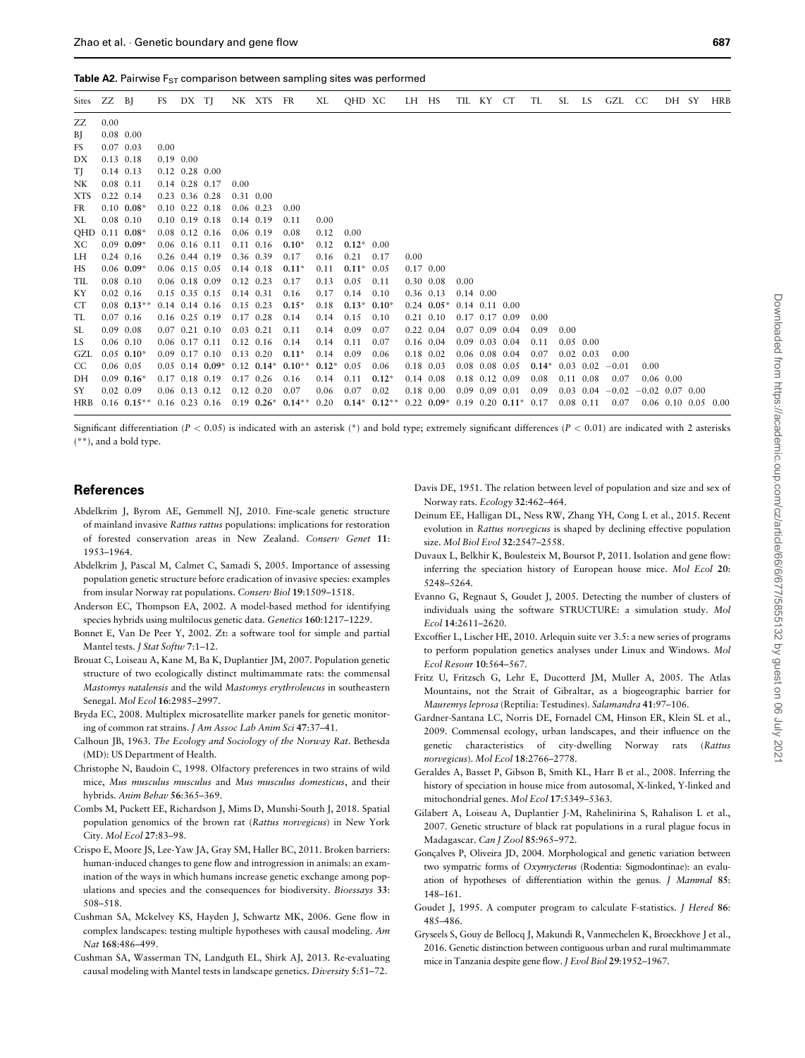**Table A2.** Pairwise $F_{ST}$ comparison between sampling sites was performed

| Sites | ZZ | BJ | FS | DX | TJ | NK | XTS | FR | XL | QHD | XC | LH | HS | TIL | KY | CT | TL | SL | LS | GZL | CC | DH | SY | HRB |
|---|---|---|---|---|---|---|---|---|---|---|---|---|---|---|---|---|---|---|---|---|---|---|---|---|
| ZZ | 0.00 | | | | | | | | | | | | | | | | | | | | | | | |
| BJ | 0.08 | 0.00 | | | | | | | | | | | | | | | | | | | | | | |
| FS | 0.07 | 0.03 | 0.00 | | | | | | | | | | | | | | | | | | | | | |
| DX | 0.13 | 0.18 | 0.19 | 0.00 | | | | | | | | | | | | | | | | | | | | |
| TJ | 0.14 | 0.13 | 0.12 | 0.28 | 0.00 | | | | | | | | | | | | | | | | | | | |
| NK | 0.08 | 0.11 | 0.14 | 0.28 | 0.17 | 0.00 | | | | | | | | | | | | | | | | | | |
| XTS | 0.22 | 0.14 | 0.23 | 0.36 | 0.28 | 0.31 | 0.00 | | | | | | | | | | | | | | | | | |
| FR | 0.10 | **0.08*** | 0.10 | 0.22 | 0.18 | 0.06 | 0.23 | 0.00 | | | | | | | | | | | | | | | | |
| XL | 0.08 | 0.10 | 0.10 | 0.19 | 0.18 | 0.14 | 0.19 | 0.11 | 0.00 | | | | | | | | | | | | | | | |
| QHD | 0.11 | **0.08*** | 0.08 | 0.12 | 0.16 | 0.06 | 0.19 | 0.08 | 0.12 | 0.00 | | | | | | | | | | | | | | |
| XC | 0.09 | **0.09*** | 0.06 | 0.16 | 0.11 | 0.11 | 0.16 | **0.10*** | 0.12 | **0.12*** | 0.00 | | | | | | | | | | | | | |
| LH | 0.24 | 0.16 | 0.26 | 0.44 | 0.19 | 0.36 | 0.39 | 0.17 | 0.16 | 0.21 | 0.17 | 0.00 | | | | | | | | | | | | |
| HS | 0.06 | **0.09*** | 0.06 | 0.15 | 0.05 | 0.14 | 0.18 | **0.11*** | 0.11 | **0.11*** | 0.05 | 0.17 | 0.00 | | | | | | | | | | | |
| TIL | 0.08 | 0.10 | 0.06 | 0.18 | 0.09 | 0.12 | 0.23 | 0.17 | 0.13 | 0.05 | 0.11 | 0.30 | 0.08 | 0.00 | | | | | | | | | | |
| KY | 0.02 | 0.16 | 0.15 | 0.35 | 0.15 | 0.14 | 0.31 | 0.16 | 0.17 | 0.14 | 0.10 | 0.36 | 0.13 | 0.14 | 0.00 | | | | | | | | | |
| CT | 0.08 | **0.13**** | 0.14 | 0.14 | 0.16 | 0.15 | 0.23 | **0.15*** | 0.18 | **0.13*** | **0.10*** | 0.24 | **0.05*** | 0.14 | 0.11 | 0.00 | | | | | | | | |
| TL | 0.07 | 0.16 | 0.16 | 0.25 | 0.19 | 0.17 | 0.28 | 0.14 | 0.14 | 0.15 | 0.10 | 0.21 | 0.10 | 0.17 | 0.17 | 0.09 | 0.00 | | | | | | | |
| SL | 0.09 | 0.08 | 0.07 | 0.21 | 0.10 | 0.03 | 0.21 | 0.11 | 0.14 | 0.09 | 0.07 | 0.22 | 0.04 | 0.07 | 0.09 | 0.04 | 0.09 | 0.00 | | | | | | |
| LS | 0.06 | 0.10 | 0.06 | 0.17 | 0.11 | 0.12 | 0.16 | 0.14 | 0.14 | 0.11 | 0.07 | 0.16 | 0.04 | 0.09 | 0.03 | 0.04 | 0.11 | 0.05 | 0.00 | | | | | |
| GZL | 0.05 | **0.10*** | 0.09 | 0.17 | 0.10 | 0.13 | 0.20 | **0.11*** | 0.14 | 0.09 | 0.06 | 0.18 | 0.02 | 0.06 | 0.08 | 0.04 | 0.07 | 0.02 | 0.03 | 0.00 | | | | |
| CC | 0.06 | 0.05 | 0.05 | 0.14 | **0.09*** | 0.12 | **0.14*** | **0.10**** | **0.12*** | 0.05 | 0.06 | 0.18 | 0.03 | 0.08 | 0.08 | 0.05 | **0.14*** | 0.03 | 0.02 | −0.01 | 0.00 | | | |
| DH | 0.09 | **0.16*** | 0.17 | 0.18 | 0.19 | 0.17 | 0.26 | 0.16 | 0.14 | 0.11 | **0.12*** | 0.14 | 0.08 | 0.18 | 0.12 | 0.09 | 0.08 | 0.11 | 0.08 | 0.07 | 0.06 | 0.00 | | |
| SY | 0.02 | 0.09 | 0.06 | 0.13 | 0.12 | 0.12 | 0.20 | 0.07 | 0.06 | 0.07 | 0.02 | 0.18 | 0.00 | 0.09 | 0.09 | 0.01 | 0.09 | 0.03 | 0.04 | −0.02 | −0.02 | 0.07 | 0.00 | |
| HRB | 0.16 | **0.15**** | 0.16 | 0.23 | 0.16 | 0.19 | **0.26*** | **0.14**** | 0.20 | **0.14*** | **0.12**** | 0.22 | **0.09*** | 0.19 | 0.20 | **0.11*** | 0.17 | 0.08 | 0.11 | 0.07 | 0.06 | 0.10 | 0.05 | 0.00 |

Significant differentiation ($P < 0.05$) is indicated with an asterisk (*) and bold type; extremely significant differences ($P < 0.01$) are indicated with 2 asterisks (**), and a bold type.

## References

Abdelkrim J, Byrom AE, Gemmell NJ, 2010. Fine-scale genetic structure of mainland invasive *Rattus rattus* populations: implications for restoration of forested conservation areas in New Zealand. *Conserv Genet* **11**: 1953–1964.

Abdelkrim J, Pascal M, Calmet C, Samadi S, 2005. Importance of assessing population genetic structure before eradication of invasive species: examples from insular Norway rat populations. *Conserv Biol* **19**:1509–1518.

Anderson EC, Thompson EA, 2002. A model-based method for identifying species hybrids using multilocus genetic data. *Genetics* **160**:1217–1229.

Bonnet E, Van De Peer Y, 2002. Zt: a software tool for simple and partial Mantel tests. *J Stat Softw* **7**:1–12.

Brouat C, Loiseau A, Kane M, Ba K, Duplantier JM, 2007. Population genetic structure of two ecologically distinct multimammate rats: the commensal *Mastomys natalensis* and the wild *Mastomys erythroleucus* in southeastern Senegal. *Mol Ecol* **16**:2985–2997.

Bryda EC, 2008. Multiplex microsatellite marker panels for genetic monitoring of common rat strains. *J Am Assoc Lab Anim Sci* **47**:37–41.

Calhoun JB, 1963. *The Ecology and Sociology of the Norway Rat*. Bethesda (MD): US Department of Health.

Christophe N, Baudoin C, 1998. Olfactory preferences in two strains of wild mice, *Mus musculus musculus* and *Mus musculus domesticus*, and their hybrids. *Anim Behav* **56**:365–369.

Combs M, Puckett EE, Richardson J, Mims D, Munshi-South J, 2018. Spatial population genomics of the brown rat (*Rattus norvegicus*) in New York City. *Mol Ecol* **27**:83–98.

Crispo E, Moore JS, Lee-Yaw JA, Gray SM, Haller BC, 2011. Broken barriers: human-induced changes to gene flow and introgression in animals: an examination of the ways in which humans increase genetic exchange among populations and species and the consequences for biodiversity. *Bioessays* **33**: 508–518.

Cushman SA, Mckelvey KS, Hayden J, Schwartz MK, 2006. Gene flow in complex landscapes: testing multiple hypotheses with causal modeling. *Am Nat* **168**:486–499.

Cushman SA, Wasserman TN, Landguth EL, Shirk AJ, 2013. Re-evaluating causal modeling with Mantel tests in landscape genetics. *Diversity* **5**:51–72.

Davis DE, 1951. The relation between level of population and size and sex of Norway rats. *Ecology* **32**:462–464.

Deinum EE, Halligan DL, Ness RW, Zhang YH, Cong L et al., 2015. Recent evolution in *Rattus norvegicus* is shaped by declining effective population size. *Mol Biol Evol* **32**:2547–2558.

Duvaux L, Belkhir K, Boulesteix M, Boursot P, 2011. Isolation and gene flow: inferring the speciation history of European house mice. *Mol Ecol* **20**: 5248–5264.

Evanno G, Regnaut S, Goudet J, 2005. Detecting the number of clusters of individuals using the software STRUCTURE: a simulation study. *Mol Ecol* **14**:2611–2620.

Excoffier L, Lischer HE, 2010. Arlequin suite ver 3.5: a new series of programs to perform population genetics analyses under Linux and Windows. *Mol Ecol Resour* **10**:564–567.

Fritz U, Fritzsch G, Lehr E, Ducotterd JM, Muller A, 2005. The Atlas Mountains, not the Strait of Gibraltar, as a biogeographic barrier for *Mauremys leprosa* (Reptilia: Testudines). *Salamandra* **41**:97–106.

Gardner-Santana LC, Norris DE, Fornadel CM, Hinson ER, Klein SL et al., 2009. Commensal ecology, urban landscapes, and their influence on the genetic characteristics of city-dwelling Norway rats (*Rattus norvegicus*). *Mol Ecol* **18**:2766–2778.

Geraldes A, Basset P, Gibson B, Smith KL, Harr B et al., 2008. Inferring the history of speciation in house mice from autosomal, X-linked, Y-linked and mitochondrial genes. *Mol Ecol* **17**:5349–5363.

Gilabert A, Loiseau A, Duplantier J-M, Rahelinirina S, Rahalison L et al., 2007. Genetic structure of black rat populations in a rural plague focus in Madagascar. *Can J Zool* **85**:965–972.

Gonçalves P, Oliveira JD, 2004. Morphological and genetic variation between two sympatric forms of *Oxymycterus* (Rodentia: Sigmodontinae): an evaluation of hypotheses of differentiation within the genus. *J Mammal* **85**: 148–161.

Goudet J, 1995. A computer program to calculate F-statistics. *J Hered* **86**: 485–486.

Gryseels S, Gouy de Bellocq J, Makundi R, Vanmechelen K, Broeckhove J et al., 2016. Genetic distinction between contiguous urban and rural multimammate mice in Tanzania despite gene flow. *J Evol Biol* **29**:1952–1967.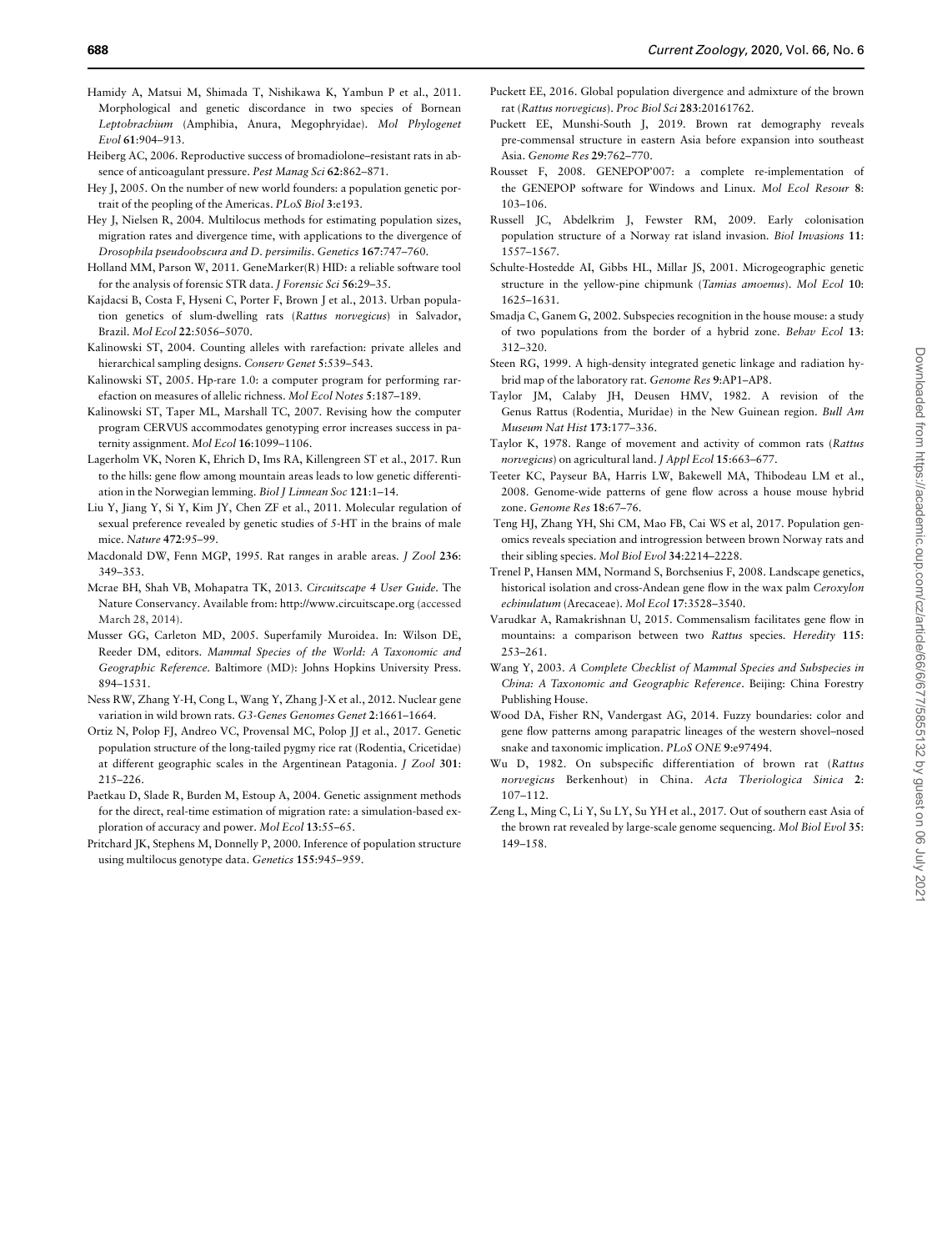Hamidy A, Matsui M, Shimada T, Nishikawa K, Yambun P et al., 2011. Morphological and genetic discordance in two species of Bornean *Leptobrachium* (Amphibia, Anura, Megophryidae). *Mol Phylogenet Evol* **61**:904–913.

Heiberg AC, 2006. Reproductive success of bromadiolone–resistant rats in absence of anticoagulant pressure. *Pest Manag Sci* **62**:862–871.

Hey J, 2005. On the number of new world founders: a population genetic portrait of the peopling of the Americas. *PLoS Biol* **3**:e193.

Hey J, Nielsen R, 2004. Multilocus methods for estimating population sizes, migration rates and divergence time, with applications to the divergence of *Drosophila pseudoobscura and D. persimilis*. *Genetics* **167**:747–760.

Holland MM, Parson W, 2011. GeneMarker(R) HID: a reliable software tool for the analysis of forensic STR data. *J Forensic Sci* **56**:29–35.

Kajdacsi B, Costa F, Hyseni C, Porter F, Brown J et al., 2013. Urban population genetics of slum-dwelling rats (*Rattus norvegicus*) in Salvador, Brazil. *Mol Ecol* **22**:5056–5070.

Kalinowski ST, 2004. Counting alleles with rarefaction: private alleles and hierarchical sampling designs. *Conserv Genet* **5**:539–543.

Kalinowski ST, 2005. Hp-rare 1.0: a computer program for performing rarefaction on measures of allelic richness. *Mol Ecol Notes* **5**:187–189.

Kalinowski ST, Taper ML, Marshall TC, 2007. Revising how the computer program CERVUS accommodates genotyping error increases success in paternity assignment. *Mol Ecol* **16**:1099–1106.

Lagerholm VK, Noren K, Ehrich D, Ims RA, Killengreen ST et al., 2017. Run to the hills: gene flow among mountain areas leads to low genetic differentiation in the Norwegian lemming. *Biol J Linnean Soc* **121**:1–14.

Liu Y, Jiang Y, Si Y, Kim JY, Chen ZF et al., 2011. Molecular regulation of sexual preference revealed by genetic studies of 5-HT in the brains of male mice. *Nature* **472**:95–99.

Macdonald DW, Fenn MGP, 1995. Rat ranges in arable areas. *J Zool* **236**: 349–353.

Mcrae BH, Shah VB, Mohapatra TK, 2013. *Circuitscape 4 User Guide*. The Nature Conservancy. Available from: http://www.circuitscape.org (accessed March 28, 2014).

Musser GG, Carleton MD, 2005. Superfamily Muroidea. In: Wilson DE, Reeder DM, editors. *Mammal Species of the World: A Taxonomic and Geographic Reference*. Baltimore (MD): Johns Hopkins University Press. 894–1531.

Ness RW, Zhang Y-H, Cong L, Wang Y, Zhang J-X et al., 2012. Nuclear gene variation in wild brown rats. *G3-Genes Genomes Genet* **2**:1661–1664.

Ortiz N, Polop FJ, Andreo VC, Provensal MC, Polop JJ et al., 2017. Genetic population structure of the long-tailed pygmy rice rat (Rodentia, Cricetidae) at different geographic scales in the Argentinean Patagonia. *J Zool* **301**: 215–226.

Paetkau D, Slade R, Burden M, Estoup A, 2004. Genetic assignment methods for the direct, real-time estimation of migration rate: a simulation-based exploration of accuracy and power. *Mol Ecol* **13**:55–65.

Pritchard JK, Stephens M, Donnelly P, 2000. Inference of population structure using multilocus genotype data. *Genetics* **155**:945–959.

Puckett EE, 2016. Global population divergence and admixture of the brown rat (*Rattus norvegicus*). *Proc Biol Sci* **283**:20161762.

Puckett EE, Munshi-South J, 2019. Brown rat demography reveals pre-commensal structure in eastern Asia before expansion into southeast Asia. *Genome Res* **29**:762–770.

Rousset F, 2008. GENEPOP'007: a complete re-implementation of the GENEPOP software for Windows and Linux. *Mol Ecol Resour* **8**: 103–106.

Russell JC, Abdelkrim J, Fewster RM, 2009. Early colonisation population structure of a Norway rat island invasion. *Biol Invasions* **11**: 1557–1567.

Schulte-Hostedde AI, Gibbs HL, Millar JS, 2001. Microgeographic genetic structure in the yellow-pine chipmunk (*Tamias amoenus*). *Mol Ecol* **10**: 1625–1631.

Smadja C, Ganem G, 2002. Subspecies recognition in the house mouse: a study of two populations from the border of a hybrid zone. *Behav Ecol* **13**: 312–320.

Steen RG, 1999. A high-density integrated genetic linkage and radiation hybrid map of the laboratory rat. *Genome Res* **9**:AP1–AP8.

Taylor JM, Calaby JH, Deusen HMV, 1982. A revision of the Genus Rattus (Rodentia, Muridae) in the New Guinean region. *Bull Am Museum Nat Hist* **173**:177–336.

Taylor K, 1978. Range of movement and activity of common rats (*Rattus norvegicus*) on agricultural land. *J Appl Ecol* **15**:663–677.

Teeter KC, Payseur BA, Harris LW, Bakewell MA, Thibodeau LM et al., 2008. Genome-wide patterns of gene flow across a house mouse hybrid zone. *Genome Res* **18**:67–76.

Teng HJ, Zhang YH, Shi CM, Mao FB, Cai WS et al, 2017. Population genomics reveals speciation and introgression between brown Norway rats and their sibling species. *Mol Biol Evol* **34**:2214–2228.

Trenel P, Hansen MM, Normand S, Borchsenius F, 2008. Landscape genetics, historical isolation and cross-Andean gene flow in the wax palm *Ceroxylon echinulatum* (Arecaceae). *Mol Ecol* **17**:3528–3540.

Varudkar A, Ramakrishnan U, 2015. Commensalism facilitates gene flow in mountains: a comparison between two *Rattus* species. *Heredity* **115**: 253–261.

Wang Y, 2003. *A Complete Checklist of Mammal Species and Subspecies in China: A Taxonomic and Geographic Reference*. Beijing: China Forestry Publishing House.

Wood DA, Fisher RN, Vandergast AG, 2014. Fuzzy boundaries: color and gene flow patterns among parapatric lineages of the western shovel–nosed snake and taxonomic implication. *PLoS ONE* **9**:e97494.

Wu D, 1982. On subspecific differentiation of brown rat (*Rattus norvegicus* Berkenhout) in China. *Acta Theriologica Sinica* **2**: 107–112.

Zeng L, Ming C, Li Y, Su LY, Su YH et al., 2017. Out of southern east Asia of the brown rat revealed by large-scale genome sequencing. *Mol Biol Evol* **35**: 149–158.